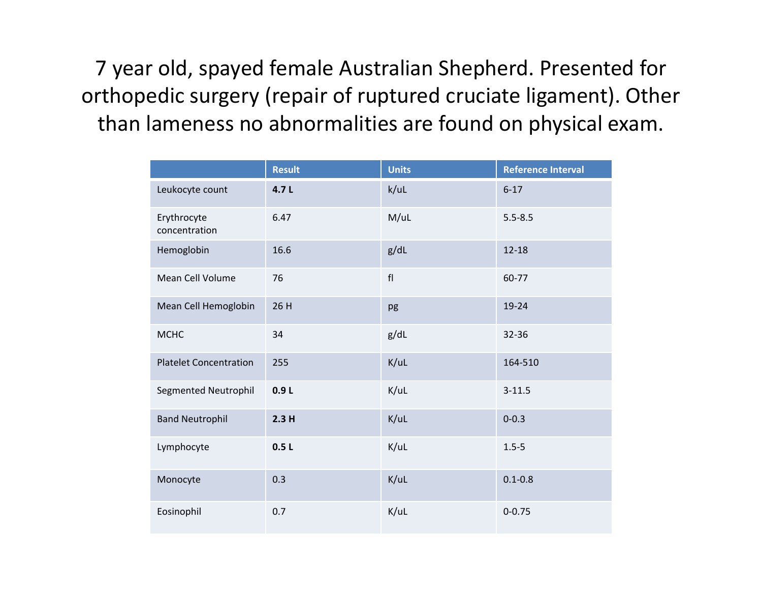# 7 year old, spayed female Australian Shepherd. Presented for orthopedic surgery (repair of ruptured cruciate ligament). Other than lameness no abnormalities are found on physical exam.

| | Result | Units | Reference Interval |
|---|---|---|---|
| Leukocyte count | **4.7 L** | k/uL | 6-17 |
| Erythrocyte concentration | 6.47 | M/uL | 5.5-8.5 |
| Hemoglobin | 16.6 | g/dL | 12-18 |
| Mean Cell Volume | 76 | fl | 60-77 |
| Mean Cell Hemoglobin | 26 H | pg | 19-24 |
| MCHC | 34 | g/dL | 32-36 |
| Platelet Concentration | 255 | K/uL | 164-510 |
| Segmented Neutrophil | **0.9 L** | K/uL | 3-11.5 |
| Band Neutrophil | **2.3 H** | K/uL | 0-0.3 |
| Lymphocyte | **0.5 L** | K/uL | 1.5-5 |
| Monocyte | 0.3 | K/uL | 0.1-0.8 |
| Eosinophil | 0.7 | K/uL | 0-0.75 |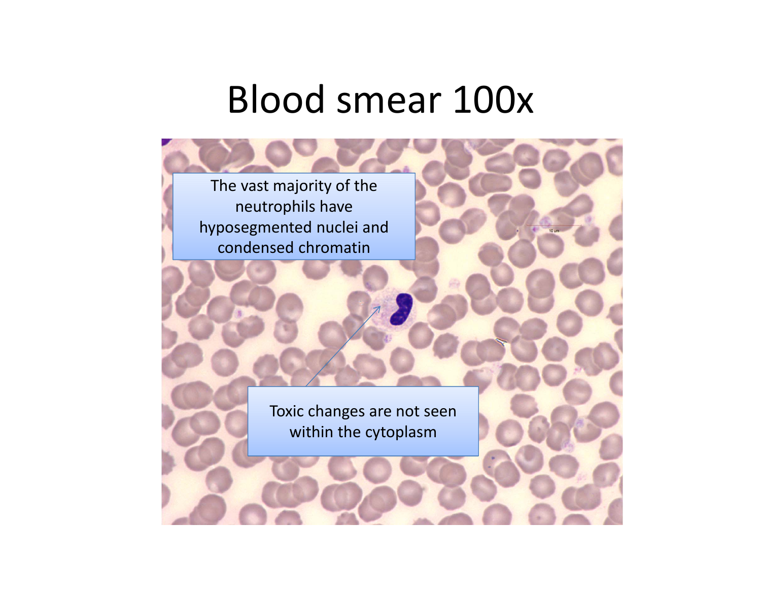# Blood smear 100x

The vast majority of the neutrophils have hyposegmented nuclei and condensed chromatin

Toxic changes are not seen within the cytoplasm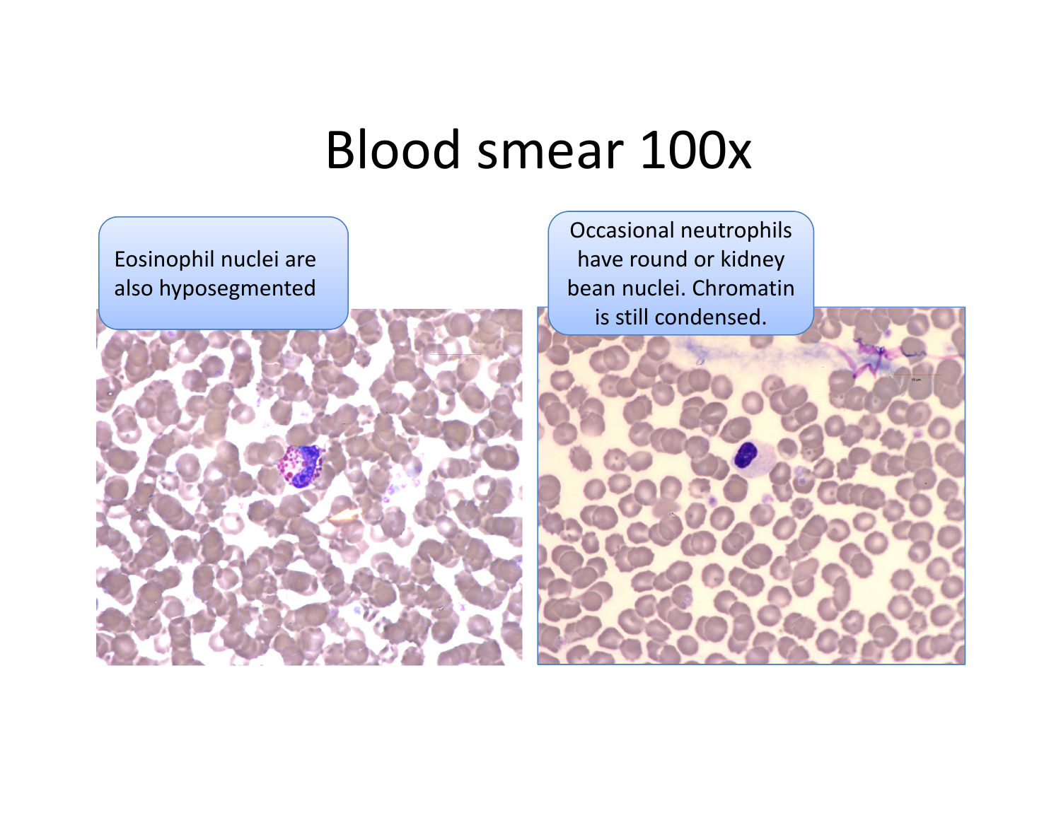# Blood smear 100x

Eosinophil nuclei are also hyposegmented

Occasional neutrophils have round or kidney bean nuclei. Chromatin is still condensed.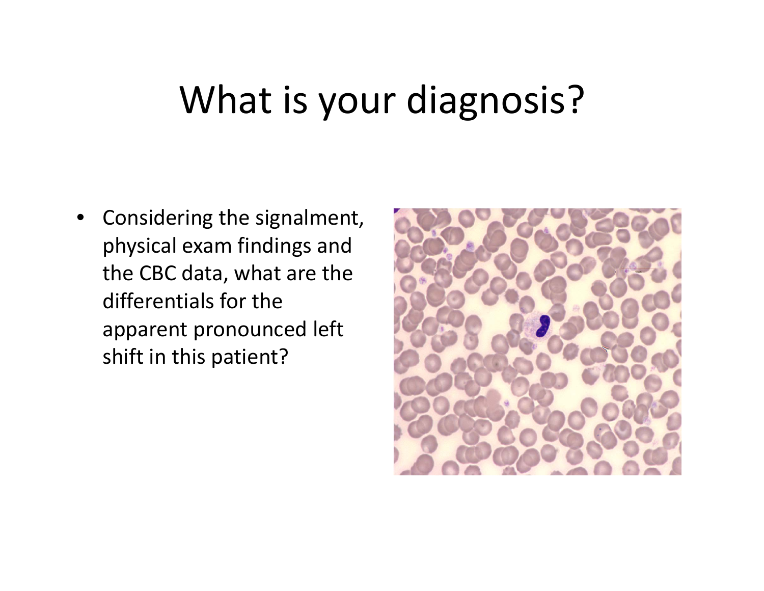# What is your diagnosis?

- Considering the signalment, physical exam findings and the CBC data, what are the differentials for the apparent pronounced left shift in this patient?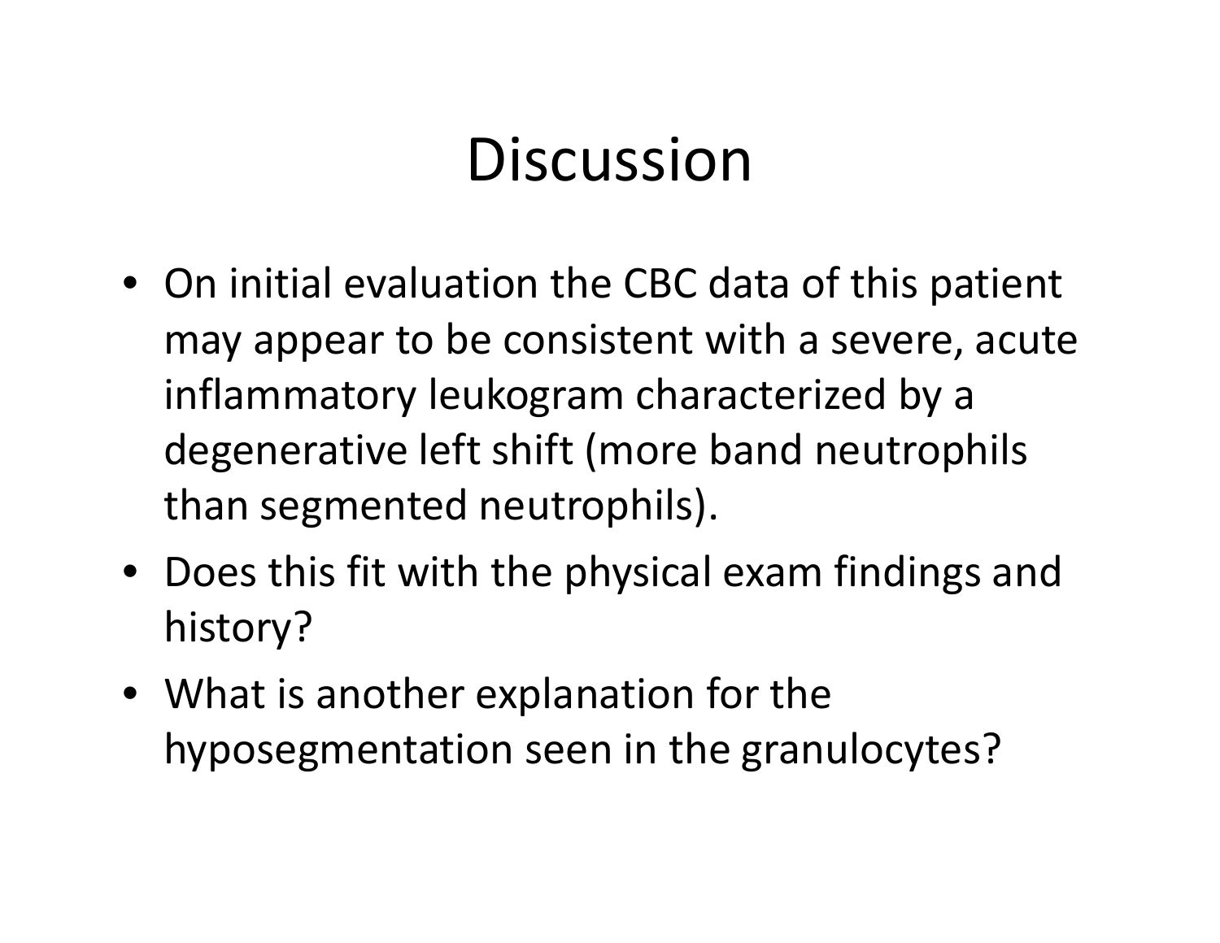# Discussion

- On initial evaluation the CBC data of this patient may appear to be consistent with a severe, acute inflammatory leukogram characterized by a degenerative left shift (more band neutrophils than segmented neutrophils).
- Does this fit with the physical exam findings and history?
- What is another explanation for the hyposegmentation seen in the granulocytes?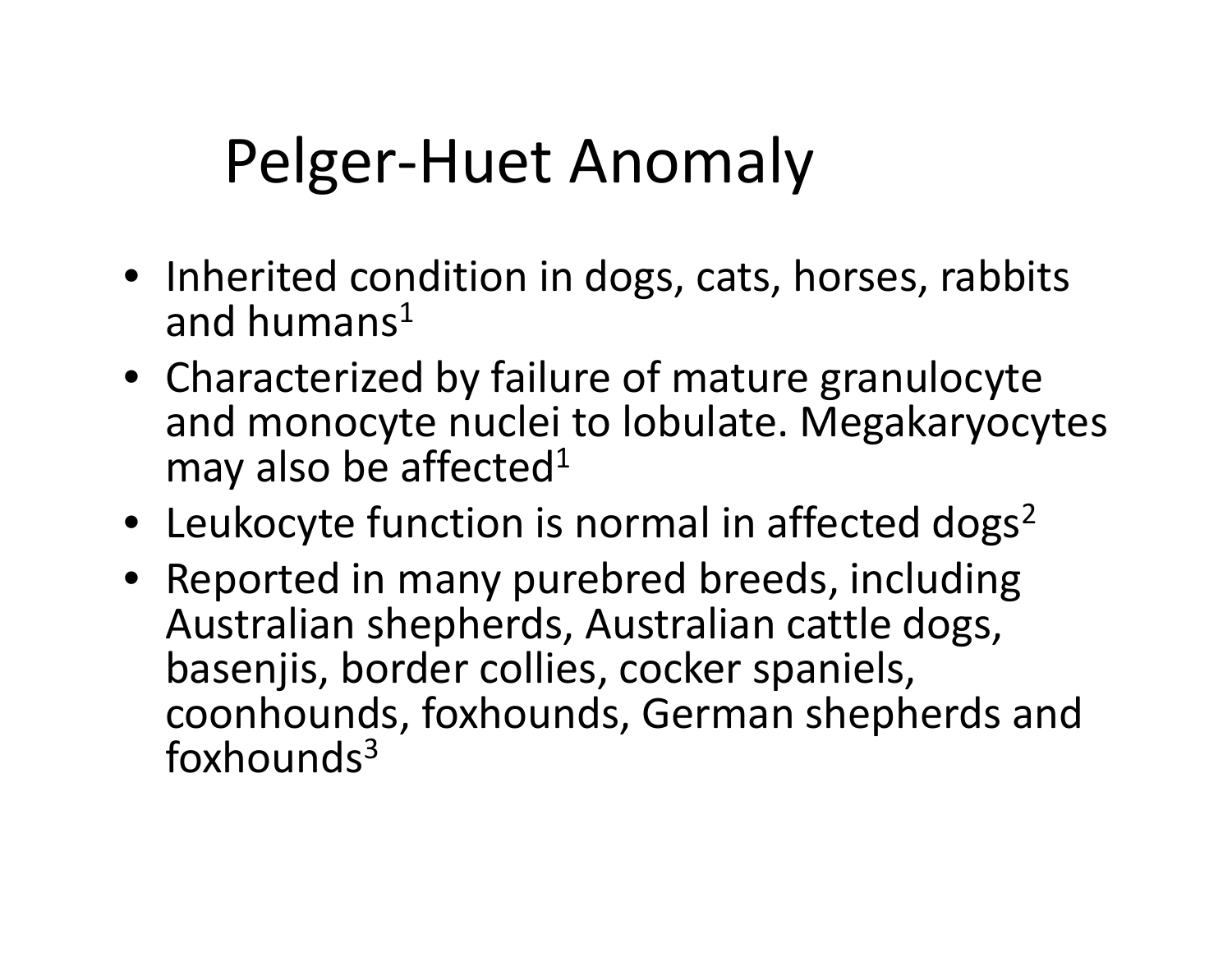# Pelger-Huet Anomaly

- Inherited condition in dogs, cats, horses, rabbits and humans[1]
- Characterized by failure of mature granulocyte and monocyte nuclei to lobulate. Megakaryocytes may also be affected[1]
- Leukocyte function is normal in affected dogs[2]
- Reported in many purebred breeds, including Australian shepherds, Australian cattle dogs, basenjis, border collies, cocker spaniels, coonhounds, foxhounds, German shepherds and foxhounds[3]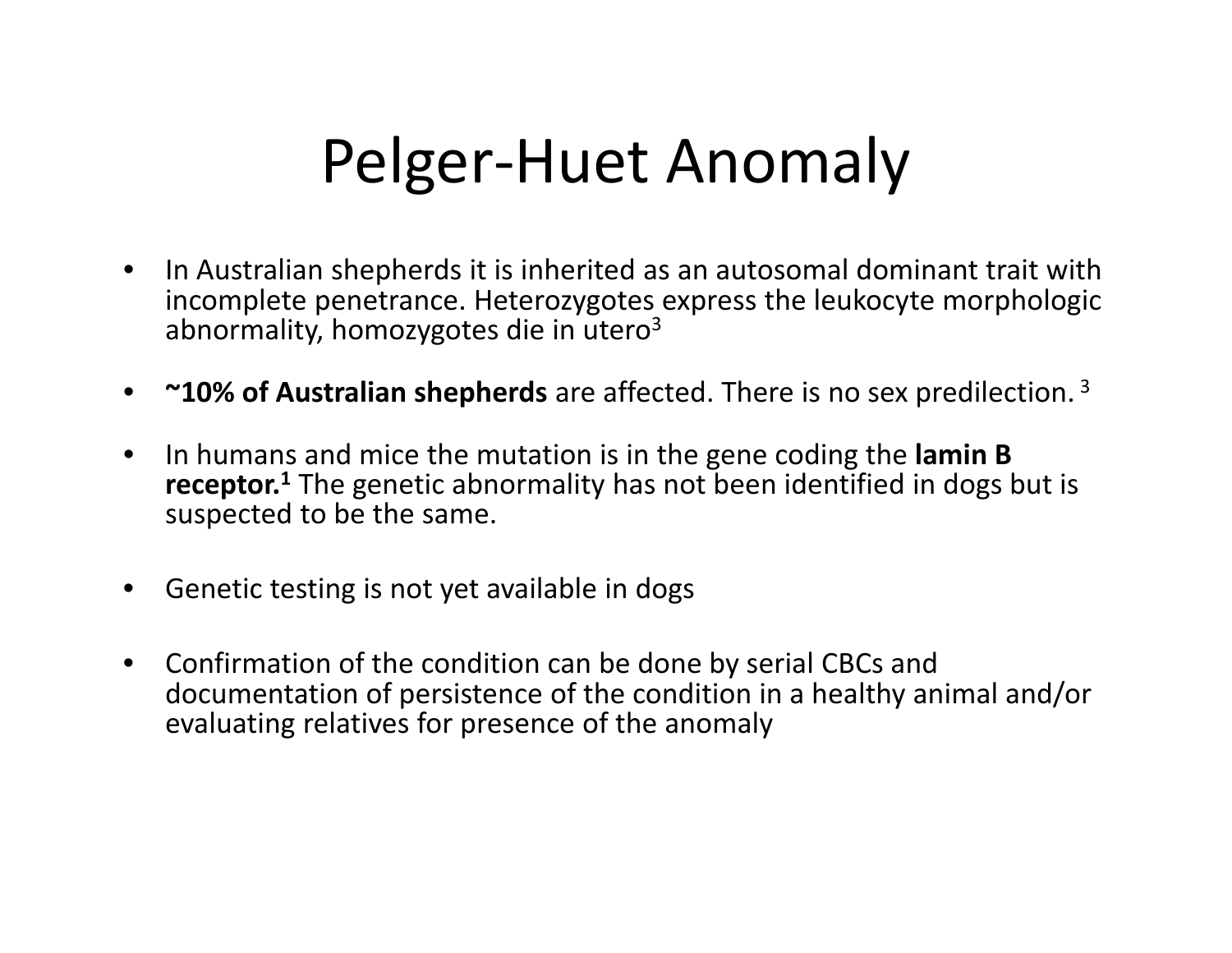# Pelger-Huet Anomaly

- In Australian shepherds it is inherited as an autosomal dominant trait with incomplete penetrance. Heterozygotes express the leukocyte morphologic abnormality, homozygotes die in utero[3]
- **~10% of Australian shepherds** are affected. There is no sex predilection. [3]
- In humans and mice the mutation is in the gene coding the **lamin B receptor.[1]** The genetic abnormality has not been identified in dogs but is suspected to be the same.
- Genetic testing is not yet available in dogs
- Confirmation of the condition can be done by serial CBCs and documentation of persistence of the condition in a healthy animal and/or evaluating relatives for presence of the anomaly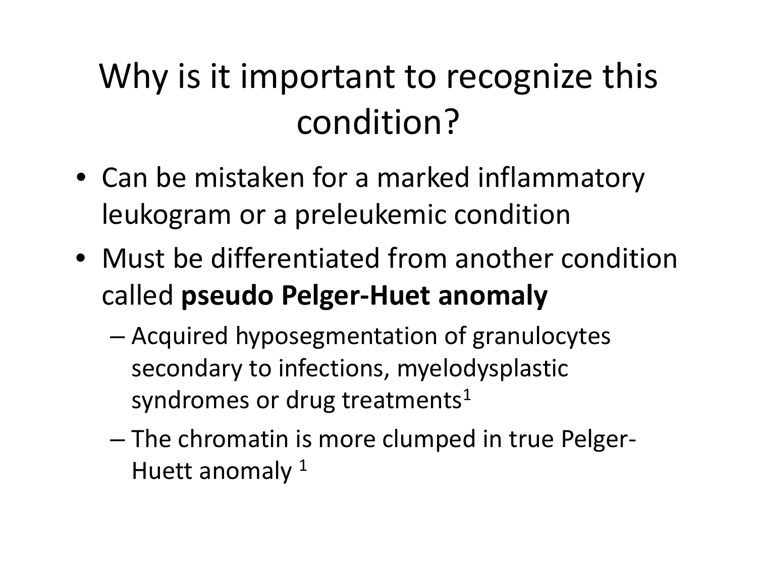# Why is it important to recognize this condition?

- Can be mistaken for a marked inflammatory leukogram or a preleukemic condition
- Must be differentiated from another condition called **pseudo Pelger-Huet anomaly**
  - Acquired hyposegmentation of granulocytes secondary to infections, myelodysplastic syndromes or drug treatments[1]
  - The chromatin is more clumped in true Pelger-Huett anomaly [1]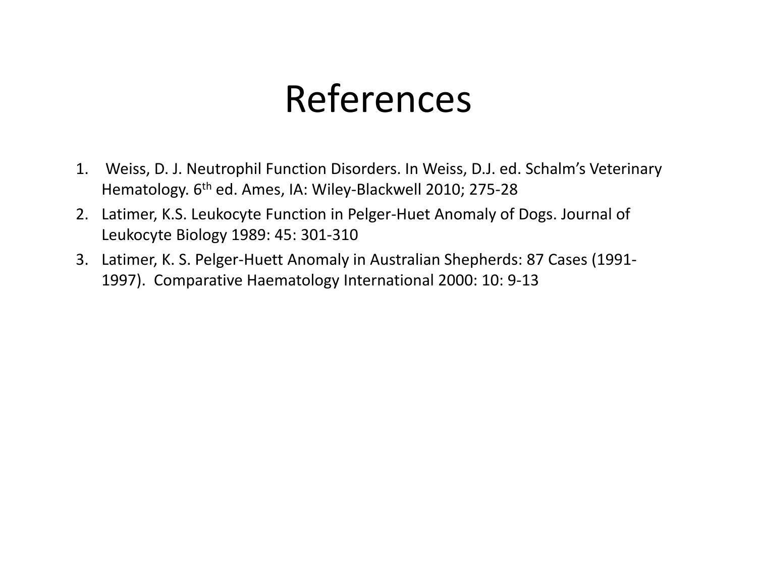# References

1. Weiss, D. J. Neutrophil Function Disorders. In Weiss, D.J. ed. Schalm's Veterinary Hematology. 6th ed. Ames, IA: Wiley-Blackwell 2010; 275-28
2. Latimer, K.S. Leukocyte Function in Pelger-Huet Anomaly of Dogs. Journal of Leukocyte Biology 1989: 45: 301-310
3. Latimer, K. S. Pelger-Huett Anomaly in Australian Shepherds: 87 Cases (1991-1997). Comparative Haematology International 2000: 10: 9-13